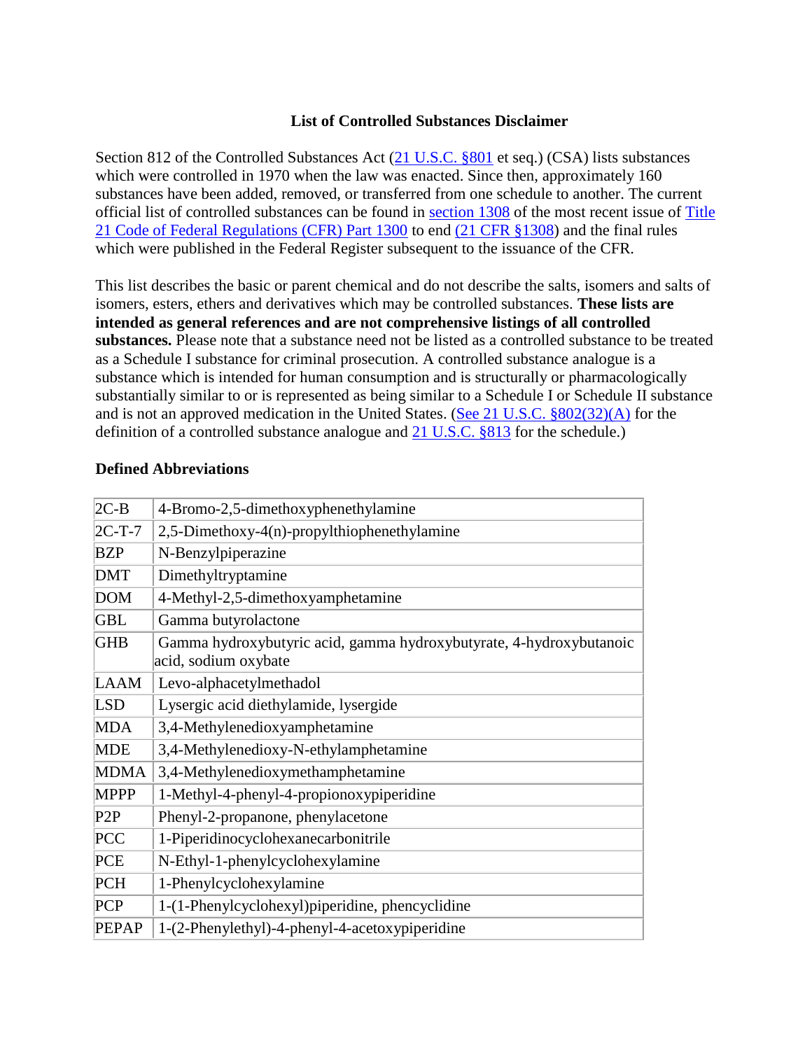# List of Controlled Substances Disclaimer

Section 812 of the Controlled Substances Act (21 U.S.C. §801 et seq.) (CSA) lists substances which were controlled in 1970 when the law was enacted. Since then, approximately 160 substances have been added, removed, or transferred from one schedule to another. The current official list of controlled substances can be found in section 1308 of the most recent issue of Title 21 Code of Federal Regulations (CFR) Part 1300 to end (21 CFR §1308) and the final rules which were published in the Federal Register subsequent to the issuance of the CFR.

This list describes the basic or parent chemical and do not describe the salts, isomers and salts of isomers, esters, ethers and derivatives which may be controlled substances. **These lists are intended as general references and are not comprehensive listings of all controlled substances.** Please note that a substance need not be listed as a controlled substance to be treated as a Schedule I substance for criminal prosecution. A controlled substance analogue is a substance which is intended for human consumption and is structurally or pharmacologically substantially similar to or is represented as being similar to a Schedule I or Schedule II substance and is not an approved medication in the United States. (See 21 U.S.C. §802(32)(A) for the definition of a controlled substance analogue and 21 U.S.C. §813 for the schedule.)

### Defined Abbreviations

| | |
|---|---|
| 2C-B | 4-Bromo-2,5-dimethoxyphenethylamine |
| 2C-T-7 | 2,5-Dimethoxy-4(n)-propylthiophenethylamine |
| BZP | N-Benzylpiperazine |
| DMT | Dimethyltryptamine |
| DOM | 4-Methyl-2,5-dimethoxyamphetamine |
| GBL | Gamma butyrolactone |
| GHB | Gamma hydroxybutyric acid, gamma hydroxybutyrate, 4-hydroxybutanoic acid, sodium oxybate |
| LAAM | Levo-alphacetylmethadol |
| LSD | Lysergic acid diethylamide, lysergide |
| MDA | 3,4-Methylenedioxyamphetamine |
| MDE | 3,4-Methylenedioxy-N-ethylamphetamine |
| MDMA | 3,4-Methylenedioxymethamphetamine |
| MPPP | 1-Methyl-4-phenyl-4-propionoxypiperidine |
| P2P | Phenyl-2-propanone, phenylacetone |
| PCC | 1-Piperidinocyclohexanecarbonitrile |
| PCE | N-Ethyl-1-phenylcyclohexylamine |
| PCH | 1-Phenylcyclohexylamine |
| PCP | 1-(1-Phenylcyclohexyl)piperidine, phencyclidine |
| PEPAP | 1-(2-Phenylethyl)-4-phenyl-4-acetoxypiperidine |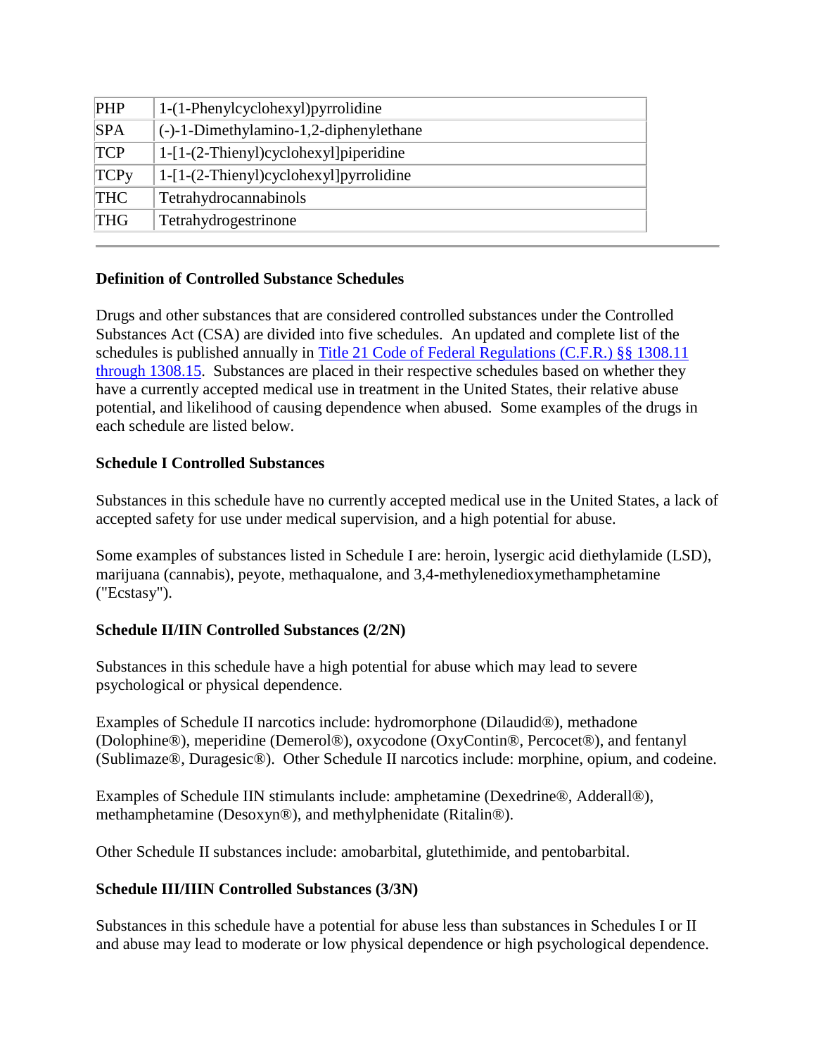| PHP | 1-(1-Phenylcyclohexyl)pyrrolidine |
|---|---|
| SPA | (-)-1-Dimethylamino-1,2-diphenylethane |
| TCP | 1-[1-(2-Thienyl)cyclohexyl]piperidine |
| TCPy | 1-[1-(2-Thienyl)cyclohexyl]pyrrolidine |
| THC | Tetrahydrocannabinols |
| THG | Tetrahydrogestrinone |

---

**Definition of Controlled Substance Schedules**

Drugs and other substances that are considered controlled substances under the Controlled Substances Act (CSA) are divided into five schedules. An updated and complete list of the schedules is published annually in [Title 21 Code of Federal Regulations (C.F.R.) §§ 1308.11 through 1308.15]. Substances are placed in their respective schedules based on whether they have a currently accepted medical use in treatment in the United States, their relative abuse potential, and likelihood of causing dependence when abused. Some examples of the drugs in each schedule are listed below.

**Schedule I Controlled Substances**

Substances in this schedule have no currently accepted medical use in the United States, a lack of accepted safety for use under medical supervision, and a high potential for abuse.

Some examples of substances listed in Schedule I are: heroin, lysergic acid diethylamide (LSD), marijuana (cannabis), peyote, methaqualone, and 3,4-methylenedioxymethamphetamine ("Ecstasy").

**Schedule II/IIN Controlled Substances (2/2N)**

Substances in this schedule have a high potential for abuse which may lead to severe psychological or physical dependence.

Examples of Schedule II narcotics include: hydromorphone (Dilaudid®), methadone (Dolophine®), meperidine (Demerol®), oxycodone (OxyContin®, Percocet®), and fentanyl (Sublimaze®, Duragesic®). Other Schedule II narcotics include: morphine, opium, and codeine.

Examples of Schedule IIN stimulants include: amphetamine (Dexedrine®, Adderall®), methamphetamine (Desoxyn®), and methylphenidate (Ritalin®).

Other Schedule II substances include: amobarbital, glutethimide, and pentobarbital.

**Schedule III/IIIN Controlled Substances (3/3N)**

Substances in this schedule have a potential for abuse less than substances in Schedules I or II and abuse may lead to moderate or low physical dependence or high psychological dependence.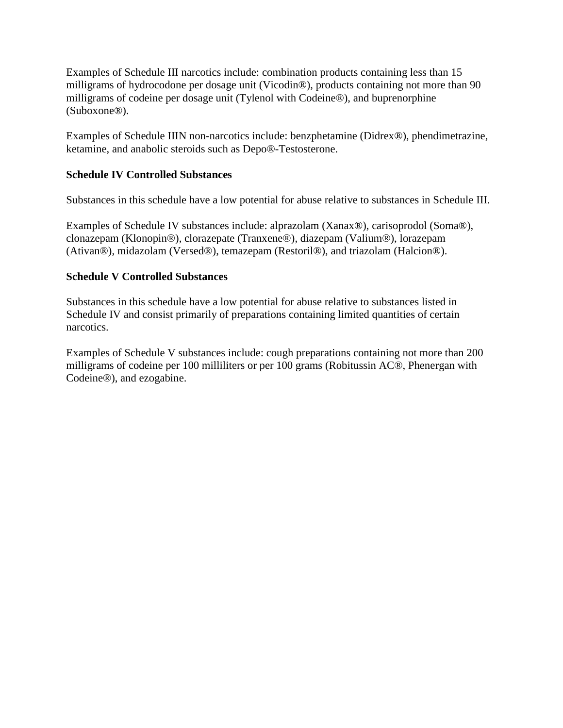Examples of Schedule III narcotics include: combination products containing less than 15 milligrams of hydrocodone per dosage unit (Vicodin®), products containing not more than 90 milligrams of codeine per dosage unit (Tylenol with Codeine®), and buprenorphine (Suboxone®).

Examples of Schedule IIIN non-narcotics include: benzphetamine (Didrex®), phendimetrazine, ketamine, and anabolic steroids such as Depo®-Testosterone.

**Schedule IV Controlled Substances**

Substances in this schedule have a low potential for abuse relative to substances in Schedule III.

Examples of Schedule IV substances include: alprazolam (Xanax®), carisoprodol (Soma®), clonazepam (Klonopin®), clorazepate (Tranxene®), diazepam (Valium®), lorazepam (Ativan®), midazolam (Versed®), temazepam (Restoril®), and triazolam (Halcion®).

**Schedule V Controlled Substances**

Substances in this schedule have a low potential for abuse relative to substances listed in Schedule IV and consist primarily of preparations containing limited quantities of certain narcotics.

Examples of Schedule V substances include: cough preparations containing not more than 200 milligrams of codeine per 100 milliliters or per 100 grams (Robitussin AC®, Phenergan with Codeine®), and ezogabine.